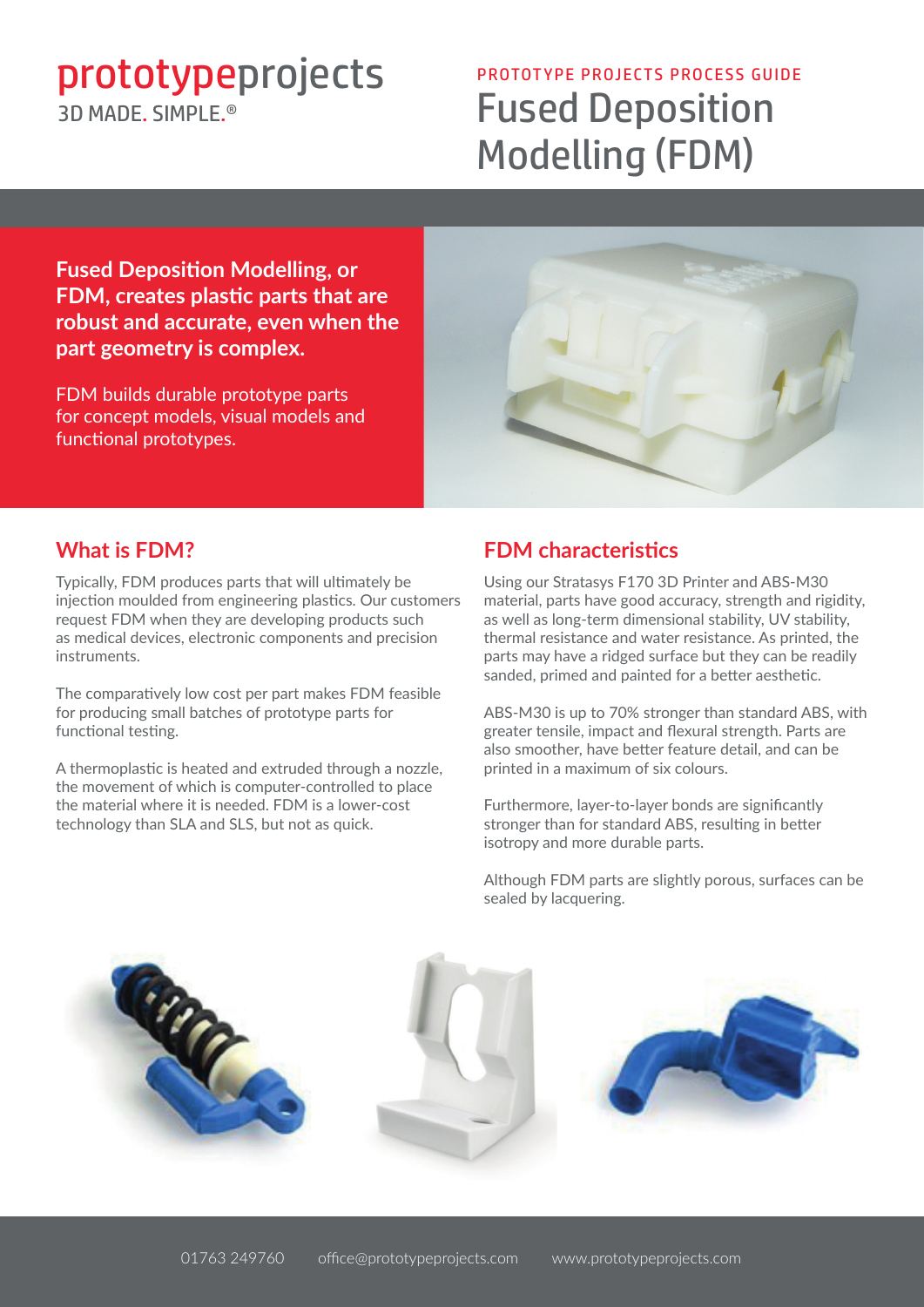prototypeprojects
3D MADE. SIMPLE.®

PROTOTYPE PROJECTS PROCESS GUIDE

# Fused Deposition Modelling (FDM)

**Fused Deposition Modelling, or FDM, creates plastic parts that are robust and accurate, even when the part geometry is complex.**

FDM builds durable prototype parts for concept models, visual models and functional prototypes.

## What is FDM?

Typically, FDM produces parts that will ultimately be injection moulded from engineering plastics. Our customers request FDM when they are developing products such as medical devices, electronic components and precision instruments.

The comparatively low cost per part makes FDM feasible for producing small batches of prototype parts for functional testing.

A thermoplastic is heated and extruded through a nozzle, the movement of which is computer-controlled to place the material where it is needed. FDM is a lower-cost technology than SLA and SLS, but not as quick.

## FDM characteristics

Using our Stratasys F170 3D Printer and ABS-M30 material, parts have good accuracy, strength and rigidity, as well as long-term dimensional stability, UV stability, thermal resistance and water resistance. As printed, the parts may have a ridged surface but they can be readily sanded, primed and painted for a better aesthetic.

ABS-M30 is up to 70% stronger than standard ABS, with greater tensile, impact and flexural strength. Parts are also smoother, have better feature detail, and can be printed in a maximum of six colours.

Furthermore, layer-to-layer bonds are significantly stronger than for standard ABS, resulting in better isotropy and more durable parts.

Although FDM parts are slightly porous, surfaces can be sealed by lacquering.

01763 249760 office@prototypeprojects.com www.prototypeprojects.com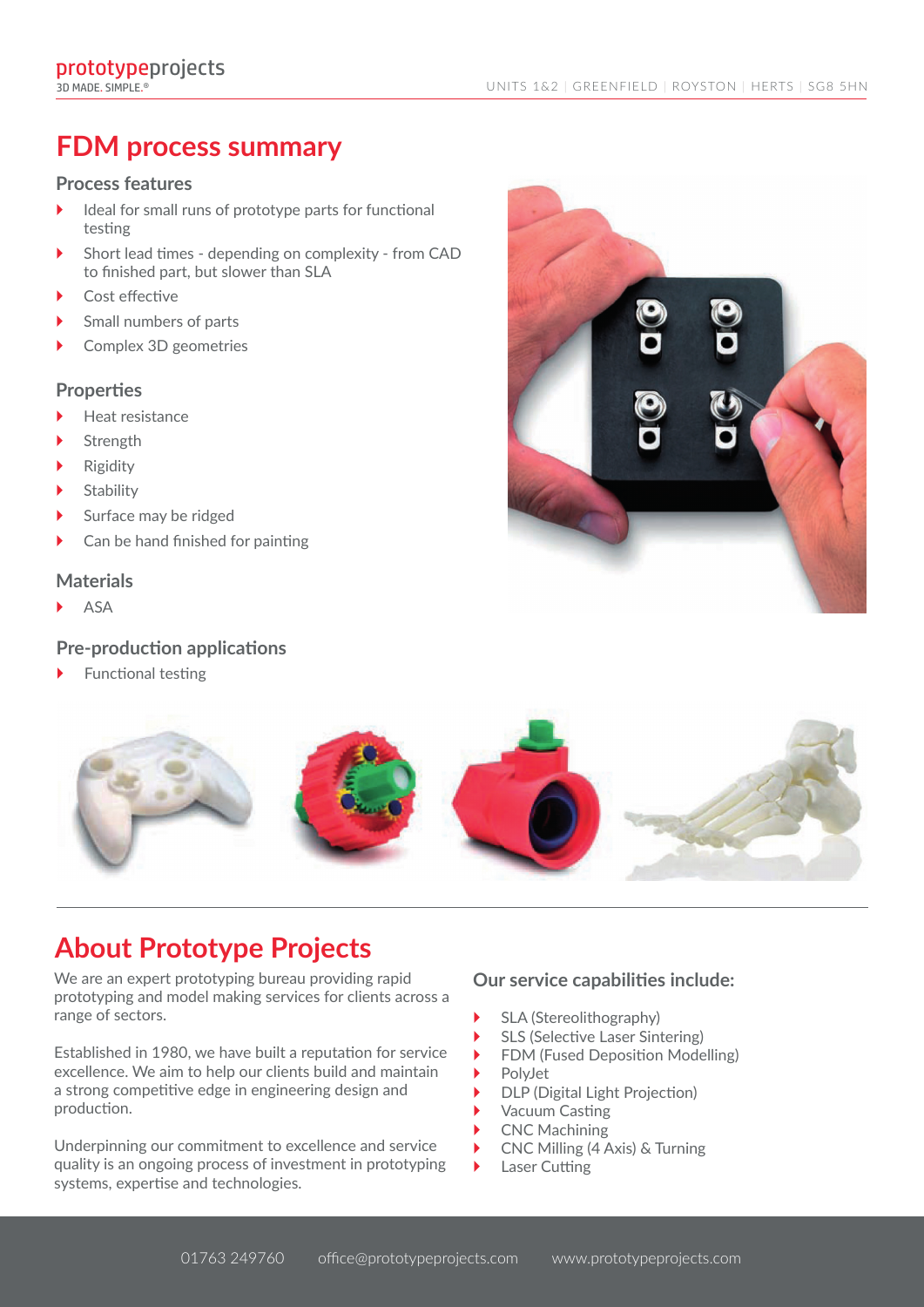# FDM process summary

### Process features

- Ideal for small runs of prototype parts for functional testing
- Short lead times - depending on complexity - from CAD to finished part, but slower than SLA
- Cost effective
- Small numbers of parts
- Complex 3D geometries

### Properties

- Heat resistance
- Strength
- Rigidity
- Stability
- Surface may be ridged
- Can be hand finished for painting

### Materials

- ASA

### Pre-production applications

- Functional testing

## About Prototype Projects

We are an expert prototyping bureau providing rapid prototyping and model making services for clients across a range of sectors.

Established in 1980, we have built a reputation for service excellence. We aim to help our clients build and maintain a strong competitive edge in engineering design and production.

Underpinning our commitment to excellence and service quality is an ongoing process of investment in prototyping systems, expertise and technologies.

### Our service capabilities include:

- SLA (Stereolithography)
- SLS (Selective Laser Sintering)
- FDM (Fused Deposition Modelling)
- PolyJet
- DLP (Digital Light Projection)
- Vacuum Casting
- CNC Machining
- CNC Milling (4 Axis) & Turning
- Laser Cutting

01763 249760 office@prototypeprojects.com www.prototypeprojects.com